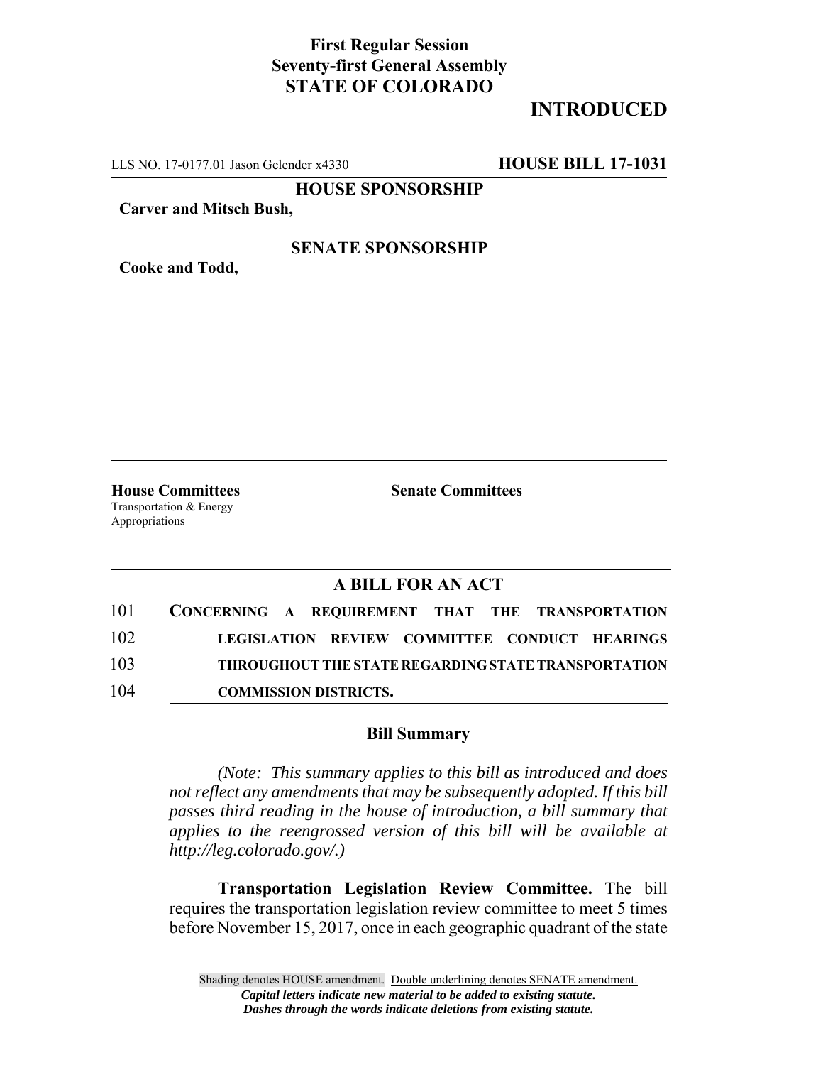**First Regular Session**
**Seventy-first General Assembly**
**STATE OF COLORADO**

# INTRODUCED

LLS NO. 17-0177.01 Jason Gelender x4330 **HOUSE BILL 17-1031**

**HOUSE SPONSORSHIP**

**Carver and Mitsch Bush,**

**SENATE SPONSORSHIP**

**Cooke and Todd,**

**House Committees**
Transportation & Energy
Appropriations

**Senate Committees**

## A BILL FOR AN ACT

101 **CONCERNING A REQUIREMENT THAT THE TRANSPORTATION**
102 **LEGISLATION REVIEW COMMITTEE CONDUCT HEARINGS**
103 **THROUGHOUT THE STATE REGARDING STATE TRANSPORTATION**
104 **COMMISSION DISTRICTS.**

### Bill Summary

*(Note: This summary applies to this bill as introduced and does not reflect any amendments that may be subsequently adopted. If this bill passes third reading in the house of introduction, a bill summary that applies to the reengrossed version of this bill will be available at http://leg.colorado.gov/.)*

**Transportation Legislation Review Committee.** The bill requires the transportation legislation review committee to meet 5 times before November 15, 2017, once in each geographic quadrant of the state

Shading denotes HOUSE amendment. Double underlining denotes SENATE amendment.
*Capital letters indicate new material to be added to existing statute.*
*Dashes through the words indicate deletions from existing statute.*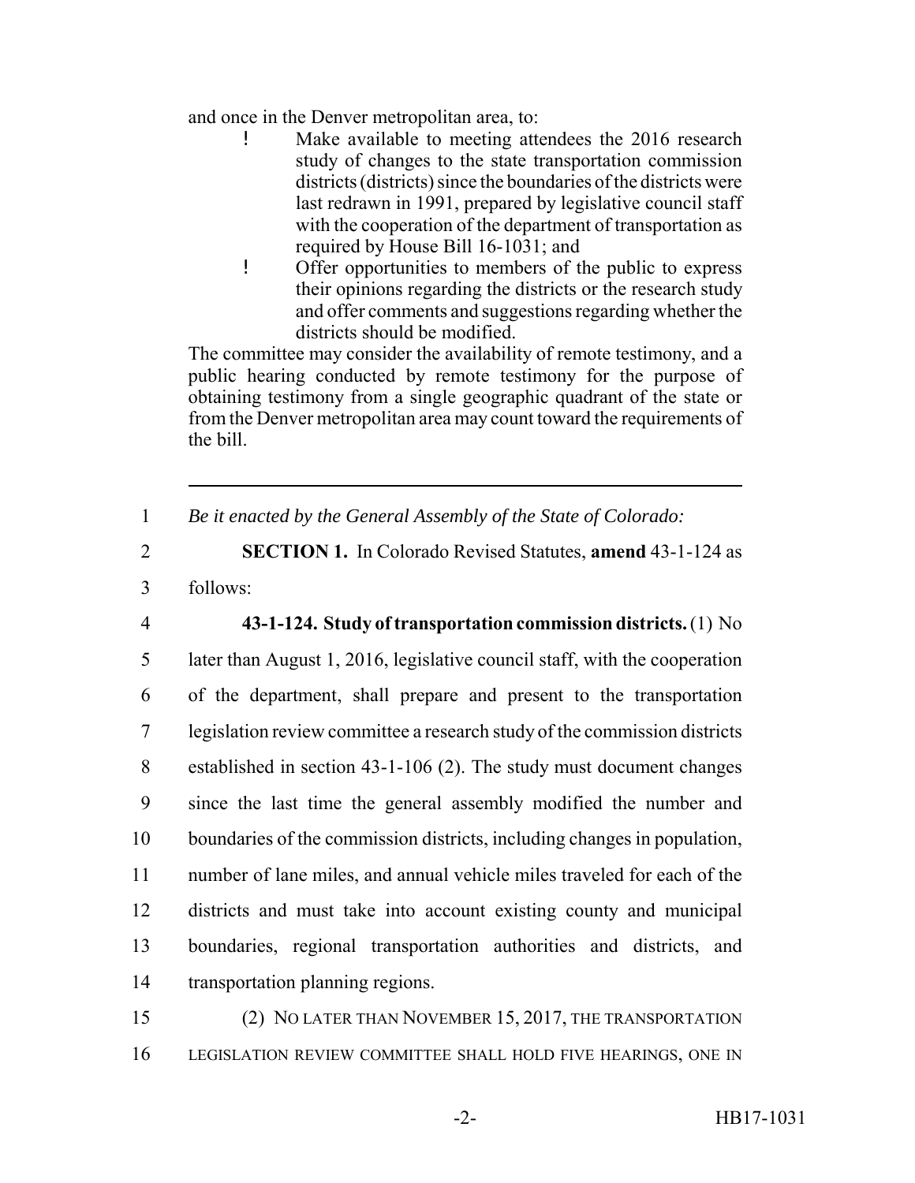and once in the Denver metropolitan area, to:

- Make available to meeting attendees the 2016 research study of changes to the state transportation commission districts (districts) since the boundaries of the districts were last redrawn in 1991, prepared by legislative council staff with the cooperation of the department of transportation as required by House Bill 16-1031; and
- Offer opportunities to members of the public to express their opinions regarding the districts or the research study and offer comments and suggestions regarding whether the districts should be modified.

The committee may consider the availability of remote testimony, and a public hearing conducted by remote testimony for the purpose of obtaining testimony from a single geographic quadrant of the state or from the Denver metropolitan area may count toward the requirements of the bill.

---

1 *Be it enacted by the General Assembly of the State of Colorado:*

2 **SECTION 1.** In Colorado Revised Statutes, **amend** 43-1-124 as
3 follows:

4 **43-1-124. Study of transportation commission districts.** (1) No
5 later than August 1, 2016, legislative council staff, with the cooperation
6 of the department, shall prepare and present to the transportation
7 legislation review committee a research study of the commission districts
8 established in section 43-1-106 (2). The study must document changes
9 since the last time the general assembly modified the number and
10 boundaries of the commission districts, including changes in population,
11 number of lane miles, and annual vehicle miles traveled for each of the
12 districts and must take into account existing county and municipal
13 boundaries, regional transportation authorities and districts, and
14 transportation planning regions.

15 (2) NO LATER THAN NOVEMBER 15, 2017, THE TRANSPORTATION
16 LEGISLATION REVIEW COMMITTEE SHALL HOLD FIVE HEARINGS, ONE IN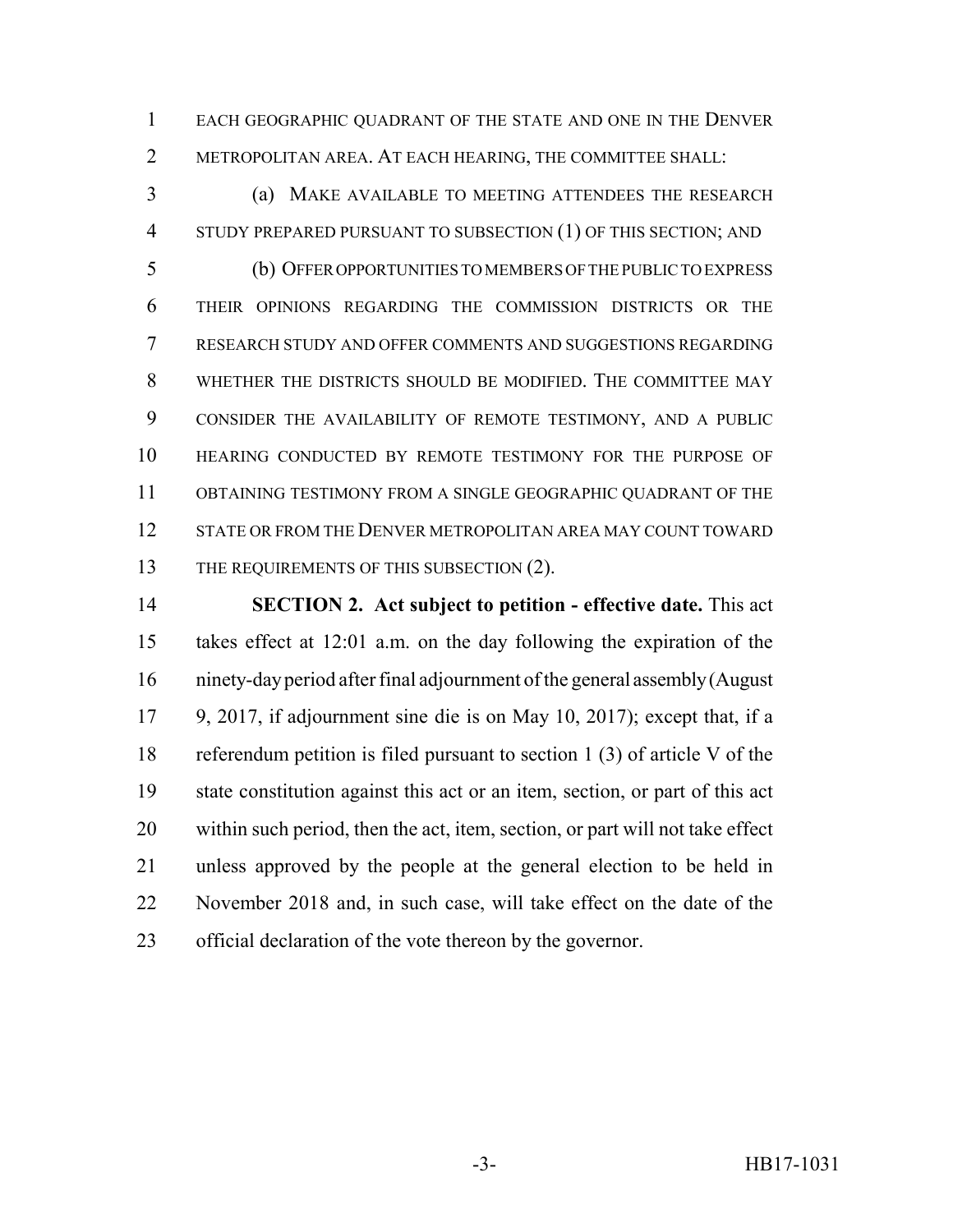EACH GEOGRAPHIC QUADRANT OF THE STATE AND ONE IN THE DENVER METROPOLITAN AREA. AT EACH HEARING, THE COMMITTEE SHALL:

(a) MAKE AVAILABLE TO MEETING ATTENDEES THE RESEARCH STUDY PREPARED PURSUANT TO SUBSECTION (1) OF THIS SECTION; AND

(b) OFFER OPPORTUNITIES TO MEMBERS OF THE PUBLIC TO EXPRESS THEIR OPINIONS REGARDING THE COMMISSION DISTRICTS OR THE RESEARCH STUDY AND OFFER COMMENTS AND SUGGESTIONS REGARDING WHETHER THE DISTRICTS SHOULD BE MODIFIED. THE COMMITTEE MAY CONSIDER THE AVAILABILITY OF REMOTE TESTIMONY, AND A PUBLIC HEARING CONDUCTED BY REMOTE TESTIMONY FOR THE PURPOSE OF OBTAINING TESTIMONY FROM A SINGLE GEOGRAPHIC QUADRANT OF THE STATE OR FROM THE DENVER METROPOLITAN AREA MAY COUNT TOWARD THE REQUIREMENTS OF THIS SUBSECTION (2).

**SECTION 2. Act subject to petition - effective date.** This act takes effect at 12:01 a.m. on the day following the expiration of the ninety-day period after final adjournment of the general assembly (August 9, 2017, if adjournment sine die is on May 10, 2017); except that, if a referendum petition is filed pursuant to section 1 (3) of article V of the state constitution against this act or an item, section, or part of this act within such period, then the act, item, section, or part will not take effect unless approved by the people at the general election to be held in November 2018 and, in such case, will take effect on the date of the official declaration of the vote thereon by the governor.